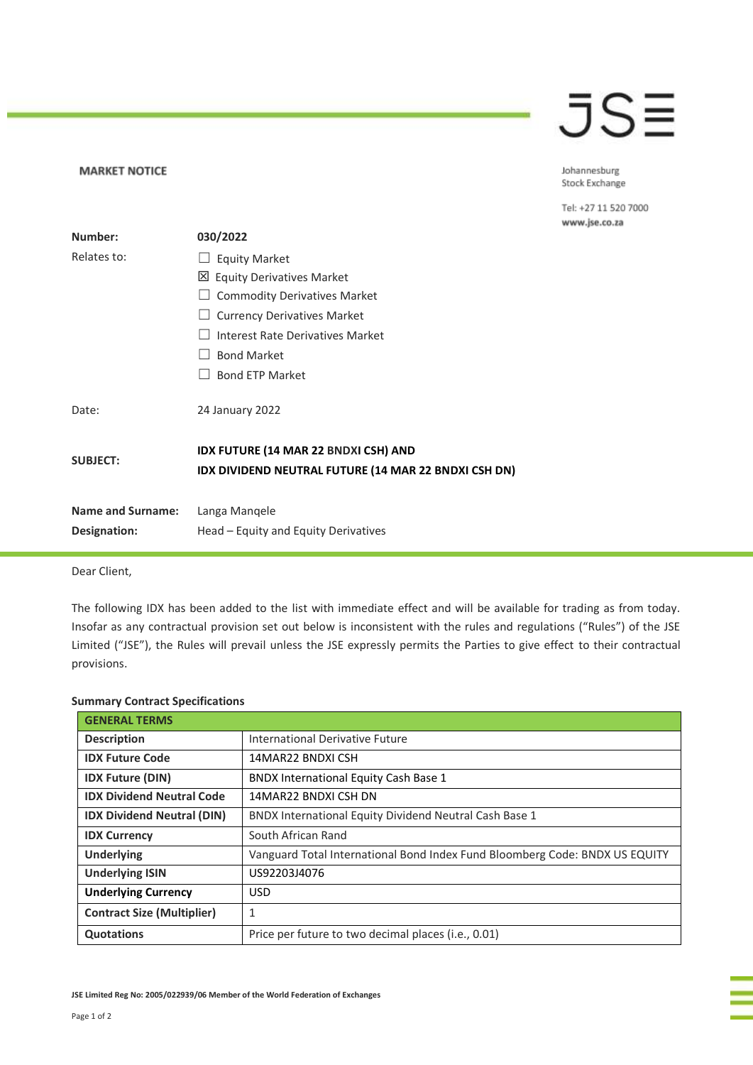**MARKET NOTICE**

Johannesburg Stock Exchange

Tel: +27 11 520 7000
www.jse.co.za

| | |
|---|---|
| **Number:** | **030/2022** |
| Relates to: | ☐ Equity Market<br>☒ Equity Derivatives Market<br>☐ Commodity Derivatives Market<br>☐ Currency Derivatives Market<br>☐ Interest Rate Derivatives Market<br>☐ Bond Market<br>☐ Bond ETP Market |
| Date: | 24 January 2022 |
| **SUBJECT:** | **IDX FUTURE (14 MAR 22 BNDXI CSH) AND IDX DIVIDEND NEUTRAL FUTURE (14 MAR 22 BNDXI CSH DN)** |
| **Name and Surname:** | Langa Manqele |
| **Designation:** | Head – Equity and Equity Derivatives |

Dear Client,

The following IDX has been added to the list with immediate effect and will be available for trading as from today. Insofar as any contractual provision set out below is inconsistent with the rules and regulations ("Rules") of the JSE Limited ("JSE"), the Rules will prevail unless the JSE expressly permits the Parties to give effect to their contractual provisions.

**Summary Contract Specifications**

| **GENERAL TERMS** | |
|---|---|
| **Description** | International Derivative Future |
| **IDX Future Code** | 14MAR22 BNDXI CSH |
| **IDX Future (DIN)** | BNDX International Equity Cash Base 1 |
| **IDX Dividend Neutral Code** | 14MAR22 BNDXI CSH DN |
| **IDX Dividend Neutral (DIN)** | BNDX International Equity Dividend Neutral Cash Base 1 |
| **IDX Currency** | South African Rand |
| **Underlying** | Vanguard Total International Bond Index Fund Bloomberg Code: BNDX US EQUITY |
| **Underlying ISIN** | US92203J4076 |
| **Underlying Currency** | USD |
| **Contract Size (Multiplier)** | 1 |
| **Quotations** | Price per future to two decimal places (i.e., 0.01) |

JSE Limited Reg No: 2005/022939/06 Member of the World Federation of Exchanges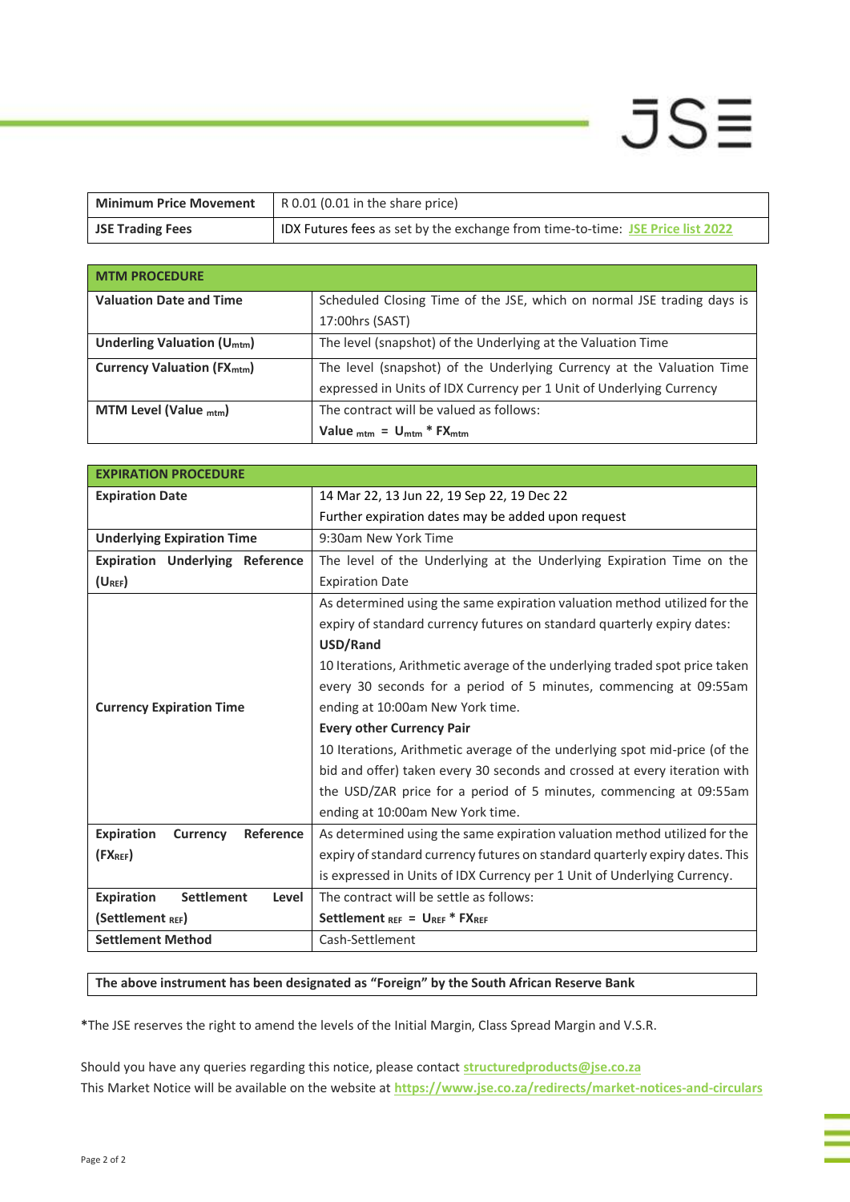| | |
|---|---|
| **Minimum Price Movement** | R 0.01 (0.01 in the share price) |
| **JSE Trading Fees** | IDX Futures fees as set by the exchange from time-to-time: JSE Price list 2022 |

| **MTM PROCEDURE** | |
|---|---|
| **Valuation Date and Time** | Scheduled Closing Time of the JSE, which on normal JSE trading days is 17:00hrs (SAST) |
| **Underling Valuation ($U_{mtm}$)** | The level (snapshot) of the Underlying at the Valuation Time |
| **Currency Valuation ($FX_{mtm}$)** | The level (snapshot) of the Underlying Currency at the Valuation Time expressed in Units of IDX Currency per 1 Unit of Underlying Currency |
| **MTM Level (Value $_{mtm}$)** | The contract will be valued as follows:<br>**$Value_{mtm} = U_{mtm} * FX_{mtm}$** |

| **EXPIRATION PROCEDURE** | |
|---|---|
| **Expiration Date** | 14 Mar 22, 13 Jun 22, 19 Sep 22, 19 Dec 22<br>Further expiration dates may be added upon request |
| **Underlying Expiration Time** | 9:30am New York Time |
| **Expiration Underlying Reference ($U_{REF}$)** | The level of the Underlying at the Underlying Expiration Time on the Expiration Date |
| **Currency Expiration Time** | As determined using the same expiration valuation method utilized for the expiry of standard currency futures on standard quarterly expiry dates:<br>**USD/Rand**<br>10 Iterations, Arithmetic average of the underlying traded spot price taken every 30 seconds for a period of 5 minutes, commencing at 09:55am ending at 10:00am New York time.<br>**Every other Currency Pair**<br>10 Iterations, Arithmetic average of the underlying spot mid-price (of the bid and offer) taken every 30 seconds and crossed at every iteration with the USD/ZAR price for a period of 5 minutes, commencing at 09:55am ending at 10:00am New York time. |
| **Expiration Currency Reference ($FX_{REF}$)** | As determined using the same expiration valuation method utilized for the expiry of standard currency futures on standard quarterly expiry dates. This is expressed in Units of IDX Currency per 1 Unit of Underlying Currency. |
| **Expiration Settlement Level (Settlement $_{REF}$)** | The contract will be settle as follows:<br>**$Settlement_{REF} = U_{REF} * FX_{REF}$** |
| **Settlement Method** | Cash-Settlement |

**The above instrument has been designated as "Foreign" by the South African Reserve Bank**

*The JSE reserves the right to amend the levels of the Initial Margin, Class Spread Margin and V.S.R.

Should you have any queries regarding this notice, please contact structuredproducts@jse.co.za
This Market Notice will be available on the website at https://www.jse.co.za/redirects/market-notices-and-circulars